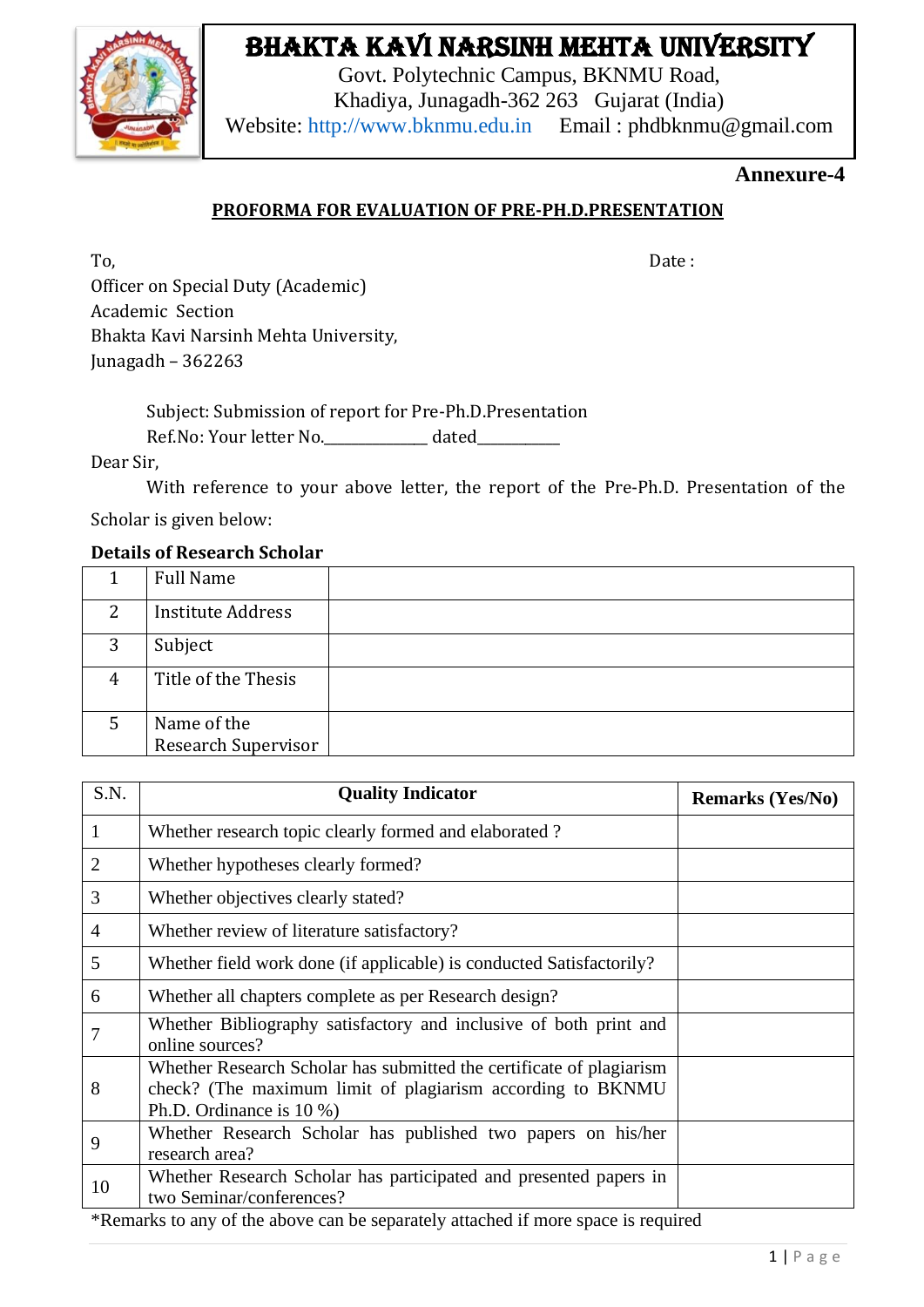# BHAKTA KAVI NARSINH MEHTA UNIVERSITY

Govt. Polytechnic Campus, BKNMU Road,
Khadiya, Junagadh-362 263 Gujarat (India)
Website: http://www.bknmu.edu.in Email : phdbknmu@gmail.com

**Annexure-4**

## PROFORMA FOR EVALUATION OF PRE-PH.D.PRESENTATION

To,
Officer on Special Duty (Academic)
Academic Section
Bhakta Kavi Narsinh Mehta University,
Junagadh – 362263

Date :

Subject: Submission of report for Pre-Ph.D.Presentation
Ref.No: Your letter No.____________ dated__________

Dear Sir,

With reference to your above letter, the report of the Pre-Ph.D. Presentation of the Scholar is given below:

**Details of Research Scholar**

| 1 | Full Name | |
|---|---|---|
| 2 | Institute Address | |
| 3 | Subject | |
| 4 | Title of the Thesis | |
| 5 | Name of the Research Supervisor | |

| S.N. | Quality Indicator | Remarks (Yes/No) |
|---|---|---|
| 1 | Whether research topic clearly formed and elaborated ? | |
| 2 | Whether hypotheses clearly formed? | |
| 3 | Whether objectives clearly stated? | |
| 4 | Whether review of literature satisfactory? | |
| 5 | Whether field work done (if applicable) is conducted Satisfactorily? | |
| 6 | Whether all chapters complete as per Research design? | |
| 7 | Whether Bibliography satisfactory and inclusive of both print and online sources? | |
| 8 | Whether Research Scholar has submitted the certificate of plagiarism check? (The maximum limit of plagiarism according to BKNMU Ph.D. Ordinance is 10 %) | |
| 9 | Whether Research Scholar has published two papers on his/her research area? | |
| 10 | Whether Research Scholar has participated and presented papers in two Seminar/conferences? | |

*Remarks to any of the above can be separately attached if more space is required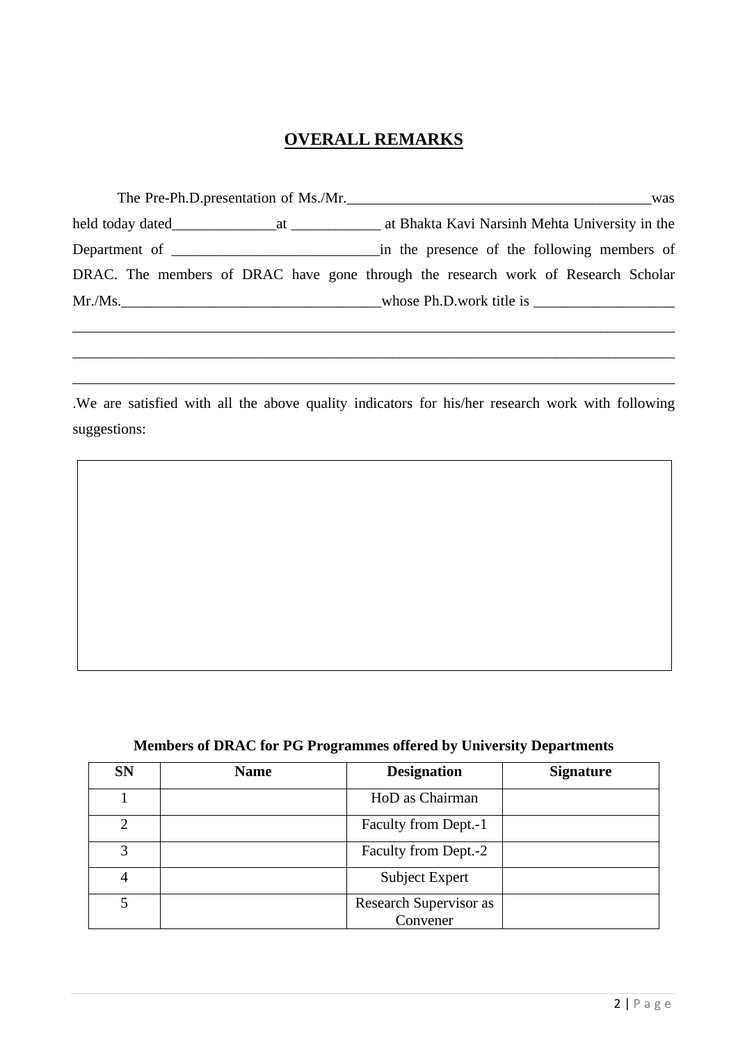# **OVERALL REMARKS**

The Pre-Ph.D.presentation of Ms./Mr.________________________________________was held today dated______________at ____________ at Bhakta Kavi Narsinh Mehta University in the Department of ____________________________in the presence of the following members of DRAC. The members of DRAC have gone through the research work of Research Scholar Mr./Ms.___________________________________whose Ph.D.work title is ___________________

____________________________________________________________________________________

____________________________________________________________________________________

____________________________________________________________________________________

.We are satisfied with all the above quality indicators for his/her research work with following suggestions:

| |
|---|
| |

**Members of DRAC for PG Programmes offered by University Departments**

| SN | Name | Designation | Signature |
|---|---|---|---|
| 1 | | HoD as Chairman | |
| 2 | | Faculty from Dept.-1 | |
| 3 | | Faculty from Dept.-2 | |
| 4 | | Subject Expert | |
| 5 | | Research Supervisor as Convener | |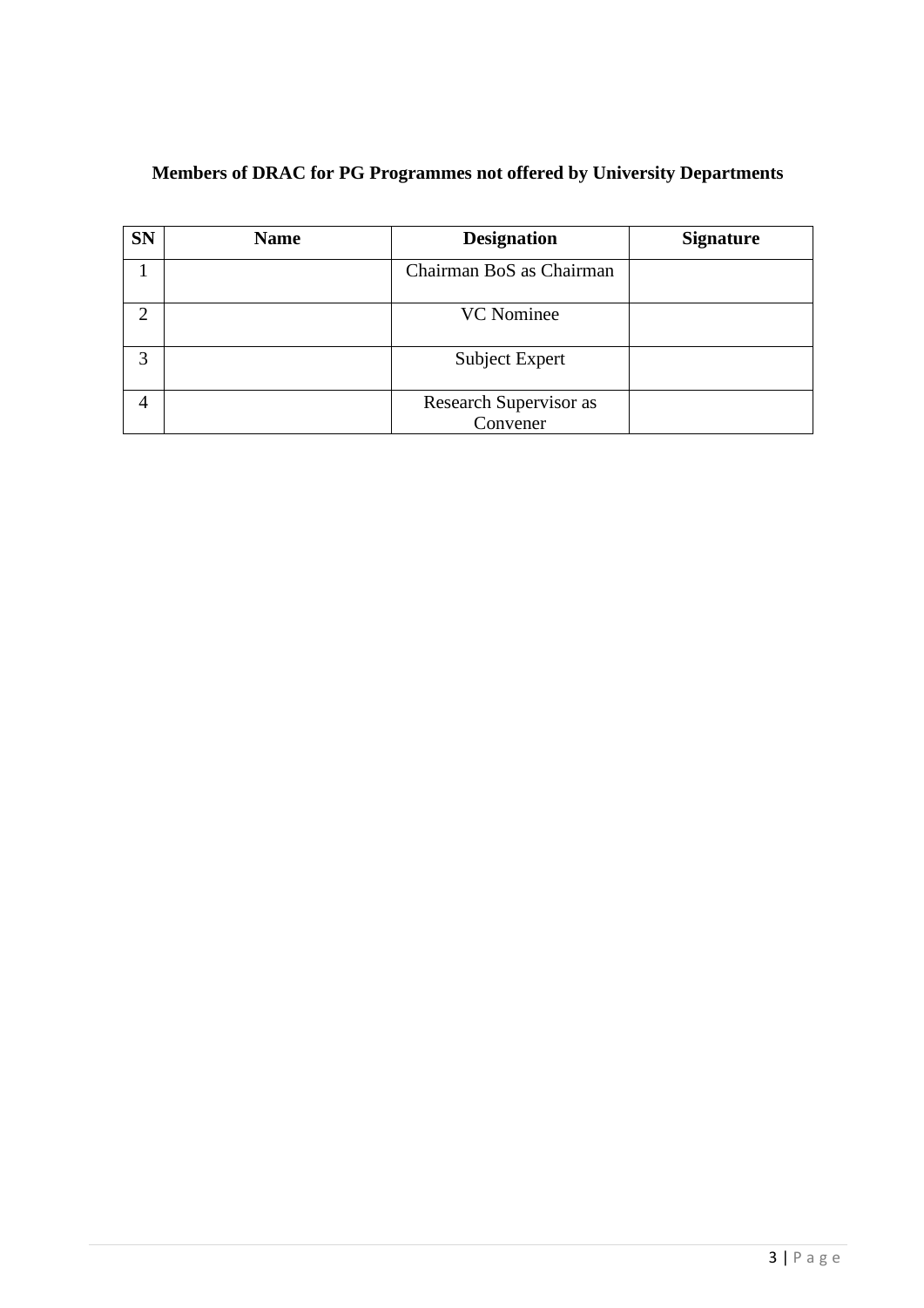## Members of DRAC for PG Programmes not offered by University Departments

| SN | Name | Designation | Signature |
|---|---|---|---|
| 1 | | Chairman BoS as Chairman | |
| 2 | | VC Nominee | |
| 3 | | Subject Expert | |
| 4 | | Research Supervisor as Convener | |